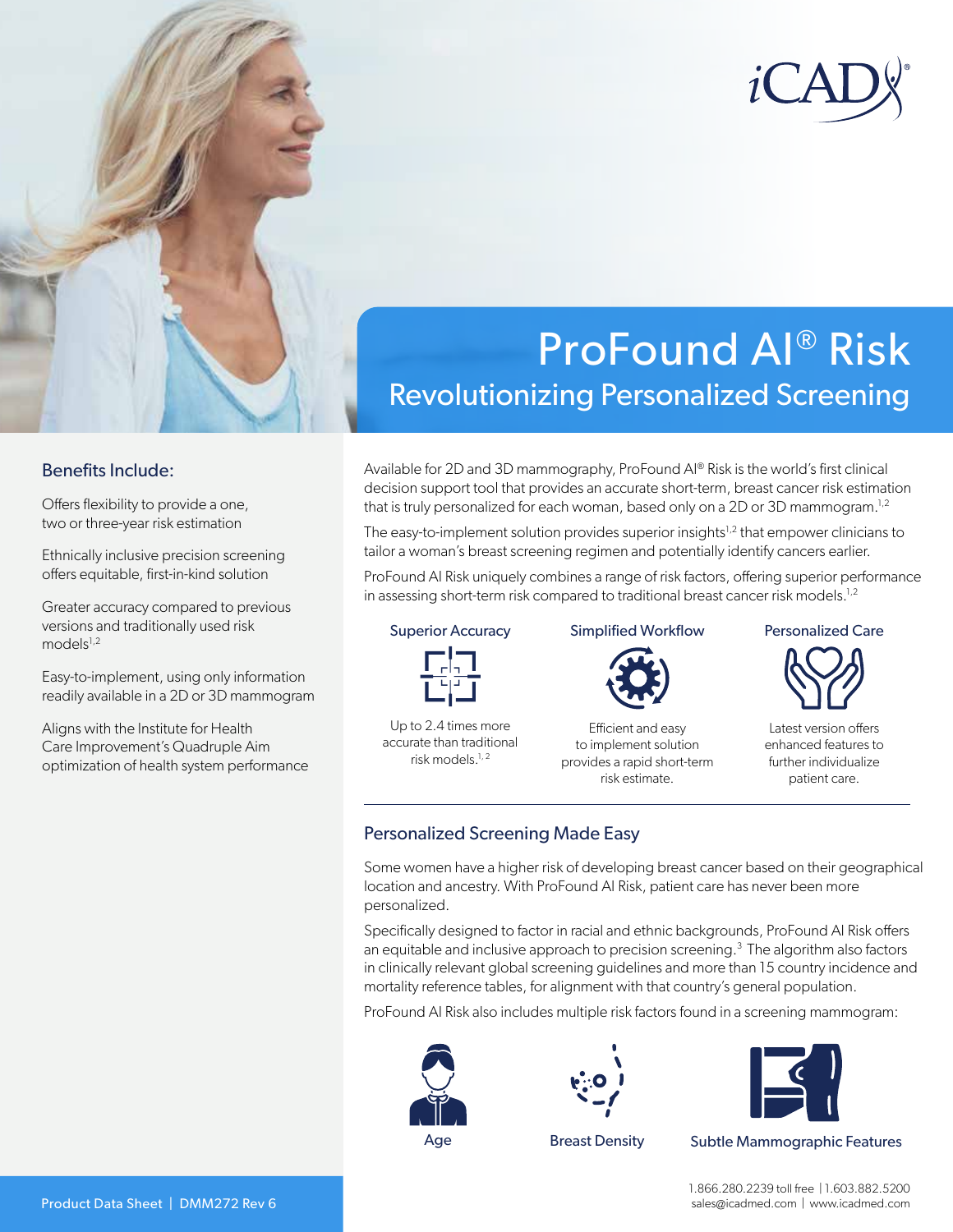iCAD®

# ProFound AI® Risk

## Revolutionizing Personalized Screening

### Benefits Include:

Offers flexibility to provide a one, two or three-year risk estimation

Ethnically inclusive precision screening offers equitable, first-in-kind solution

Greater accuracy compared to previous versions and traditionally used risk models[1,2]

Easy-to-implement, using only information readily available in a 2D or 3D mammogram

Aligns with the Institute for Health Care Improvement's Quadruple Aim optimization of health system performance

Available for 2D and 3D mammography, ProFound AI® Risk is the world's first clinical decision support tool that provides an accurate short-term, breast cancer risk estimation that is truly personalized for each woman, based only on a 2D or 3D mammogram.[1,2]

The easy-to-implement solution provides superior insights[1,2] that empower clinicians to tailor a woman's breast screening regimen and potentially identify cancers earlier.

ProFound AI Risk uniquely combines a range of risk factors, offering superior performance in assessing short-term risk compared to traditional breast cancer risk models.[1,2]

**Superior Accuracy**

Up to 2.4 times more accurate than traditional risk models.[1,2]

**Simplified Workflow**

Efficient and easy to implement solution provides a rapid short-term risk estimate.

**Personalized Care**

Latest version offers enhanced features to further individualize patient care.

### Personalized Screening Made Easy

Some women have a higher risk of developing breast cancer based on their geographical location and ancestry. With ProFound AI Risk, patient care has never been more personalized.

Specifically designed to factor in racial and ethnic backgrounds, ProFound AI Risk offers an equitable and inclusive approach to precision screening.[3] The algorithm also factors in clinically relevant global screening guidelines and more than 15 country incidence and mortality reference tables, for alignment with that country's general population.

ProFound AI Risk also includes multiple risk factors found in a screening mammogram:

- Age
- Breast Density
- Subtle Mammographic Features

Product Data Sheet | DMM272 Rev 6

1.866.280.2239 toll free | 1.603.882.5200
sales@icadmed.com | www.icadmed.com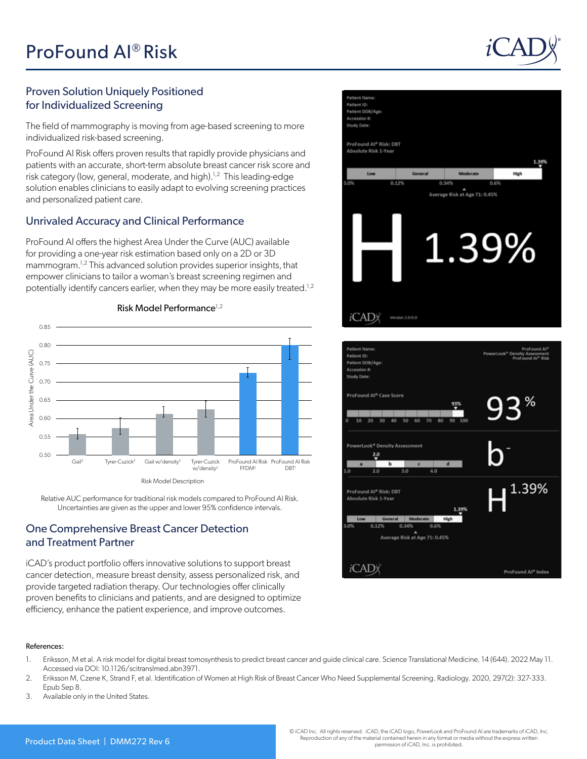# ProFound AI® Risk

## Proven Solution Uniquely Positioned for Individualized Screening

The field of mammography is moving from age-based screening to more individualized risk-based screening.

ProFound AI Risk offers proven results that rapidly provide physicians and patients with an accurate, short-term absolute breast cancer risk score and risk category (low, general, moderate, and high).[1,2] This leading-edge solution enables clinicians to easily adapt to evolving screening practices and personalized patient care.

## Unrivaled Accuracy and Clinical Performance

ProFound AI offers the highest Area Under the Curve (AUC) available for providing a one-year risk estimation based only on a 2D or 3D mammogram.[1,2] This advanced solution provides superior insights, that empower clinicians to tailor a woman's breast screening regimen and potentially identify cancers earlier, when they may be more easily treated.[1,2]

Risk Model Performance[1,2]

Area Under the Curve (AUC)

0.85
0.80
0.75
0.70
0.65
0.60
0.55
0.50

Gail[2]
Tyrer-Cuzick[2]
Gail w/density[2]
Tyrer-Cuzick w/density[2]
ProFound AI Risk FFDM[2]
ProFound AI Risk DBT[1]

Risk Model Description

Relative AUC performance for traditional risk models compared to ProFound AI Risk. Uncertainties are given as the upper and lower 95% confidence intervals.

Patient Name:
Patient ID:
Patient DOB/Age:
Accession #:
Study Date:

ProFound AI® Risk: DBT
Absolute Risk 1-Year

Low | General | Moderate | High

0.0% 0.12% 0.34% 0.6%

1.39%

Average Risk at Age 71: 0.45%

H 1.39%

iCAD Version 2.0.0.0

Patient Name:
Patient ID:
Patient DOB/Age:
Accession #:
Study Date:

ProFound AI®
PowerLook® Density Assessment
ProFound AI® Risk

ProFound AI® Case Score

0 10 20 30 40 50 60 70 80 90 100

93%

93%

PowerLook® Density Assessment

a b c d

1.0 2.0 3.0 4.0

2.0

b-

ProFound AI® Risk: DBT
Absolute Risk 1-Year

Low | General | Moderate | High

0.0% 0.12% 0.34% 0.6%

1.39%

Average Risk at Age 71: 0.45%

H 1.39%

iCAD

ProFound AI® Index

## One Comprehensive Breast Cancer Detection and Treatment Partner

iCAD's product portfolio offers innovative solutions to support breast cancer detection, measure breast density, assess personalized risk, and provide targeted radiation therapy. Our technologies offer clinically proven benefits to clinicians and patients, and are designed to optimize efficiency, enhance the patient experience, and improve outcomes.

References:

1. Eriksson, M et al. A risk model for digital breast tomosynthesis to predict breast cancer and guide clinical care. Science Translational Medicine. 14 (644). 2022 May 11. Accessed via DOI: 10.1126/scitranslmed.abn3971.
2. Eriksson M, Czene K, Strand F, et al. Identification of Women at High Risk of Breast Cancer Who Need Supplemental Screening. Radiology. 2020, 297(2): 327-333. Epub Sep 8.
3. Available only in the United States.

Product Data Sheet | DMM272 Rev 6

© iCAD Inc. All rights reserved. iCAD, the iCAD logo, PowerLook and ProFound AI are trademarks of iCAD, Inc. Reproduction of any of the material contained herein in any format or media without the express written permission of iCAD, Inc. is prohibited.